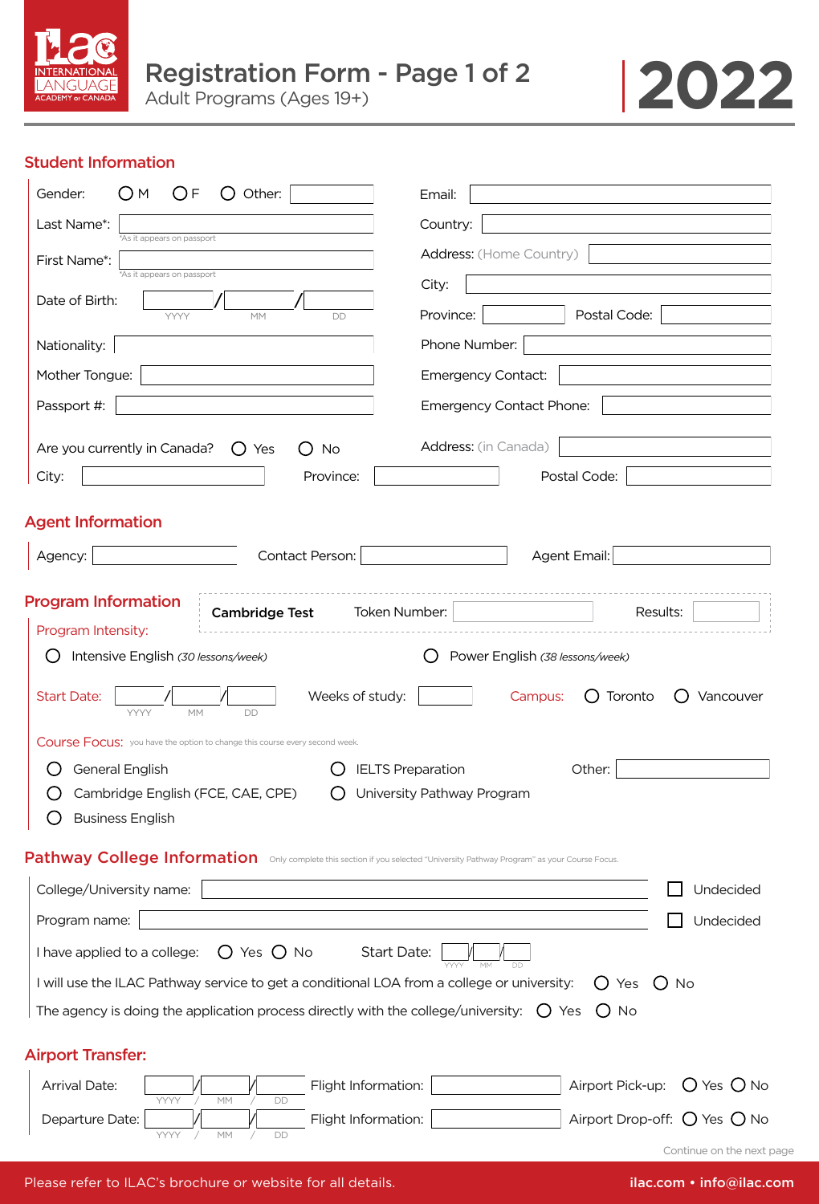INTERNATIONAL LANGUAGE ACADEMY of CANADA

# Registration Form - Page 1 of 2

Adult Programs (Ages 19+)

2022

## Student Information

Gender: ○ M ○ F ○ Other: ______

Last Name*: ______
*As it appears on passport

First Name*: ______
*As it appears on passport

Date of Birth: ______ / ______ / ______ (YYYY / MM / DD)

Nationality: ______

Mother Tongue: ______

Passport #: ______

Email: ______

Country: ______

Address: (Home Country) ______

City: ______

Province: ______ Postal Code: ______

Phone Number: ______

Emergency Contact: ______

Emergency Contact Phone: ______

Are you currently in Canada? ○ Yes ○ No

Address: (in Canada) ______

City: ______ Province: ______ Postal Code: ______

## Agent Information

Agency: ______ Contact Person: ______ Agent Email: ______

## Program Information

**Cambridge Test** Token Number: ______ Results: ______

Program Intensity:

○ Intensive English *(30 lessons/week)*

○ Power English *(38 lessons/week)*

Start Date: ______ / ______ / ______ (YYYY / MM / DD)

Weeks of study: ______

Campus: ○ Toronto ○ Vancouver

Course Focus: you have the option to change this course every second week.

○ General English

○ Cambridge English (FCE, CAE, CPE)

○ Business English

○ IELTS Preparation

○ University Pathway Program

Other: ______

## Pathway College Information

Only complete this section if you selected "University Pathway Program" as your Course Focus.

College/University name: ______ ☐ Undecided

Program name: ______ ☐ Undecided

I have applied to a college: ○ Yes ○ No

Start Date: ______ / ______ / ______ (YYYY / MM / DD)

I will use the ILAC Pathway service to get a conditional LOA from a college or university: ○ Yes ○ No

The agency is doing the application process directly with the college/university: ○ Yes ○ No

## Airport Transfer:

Arrival Date: ______ / ______ / ______ (YYYY / MM / DD) Flight Information: ______ Airport Pick-up: ○ Yes ○ No

Departure Date: ______ / ______ / ______ (YYYY / MM / DD) Flight Information: ______ Airport Drop-off: ○ Yes ○ No

Continue on the next page

Please refer to ILAC's brochure or website for all details.

ilac.com • info@ilac.com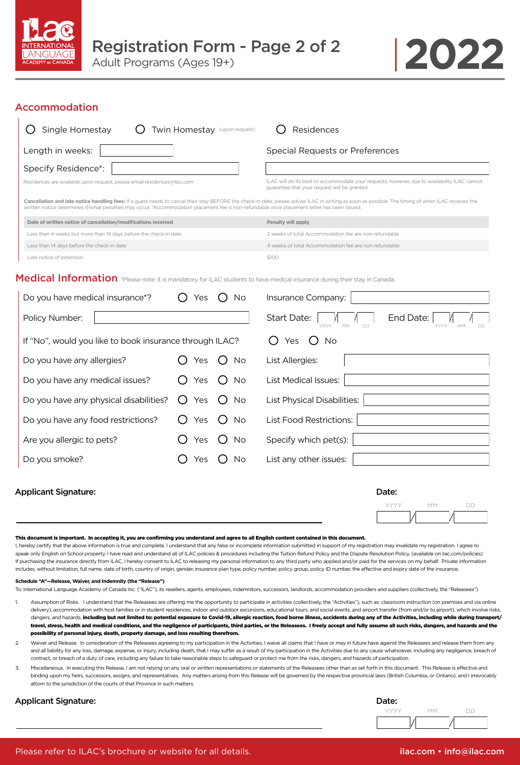# Registration Form - Page 2 of 2

Adult Programs (Ages 19+)

**2022**

## Accommodation

○ Single Homestay ○ Twin Homestay (upon request) ○ Residences

Length in weeks: \_\_\_\_\_\_\_\_

Specify Residence*: \_\_\_\_\_\_\_\_

Residences are available upon request, please email residences@ilac.com

Special Requests or Preferences

\_\_\_\_\_\_\_\_

ILAC will do its best to accommodate your requests, however, due to availability ILAC cannot guarantee that your request will be granted.

**Cancellation and late notice handling fees:** If a guest needs to cancel their stay BEFORE the check-in date, please advise ILAC in writing as soon as possible. The timing of when ILAC receives the written notice determines if/what penalties may occur. *Accommodation placement fee is non-refundable once placement letter has been issued.

| Date of written notice of cancellation/modifications received | Penalty will apply |
|---|---|
| Less than 4 weeks but more than 14 days before the check-in date | 2 weeks of total Accommodation fee are non-refundable |
| Less than 14 days before the check-in date | 4 weeks of total Accommodation fee are non-refundable |
| Late notice of extension | $100 |

## Medical Information

*Please note: it is mandatory for ILAC students to have medical insurance during their stay in Canada.

Do you have medical insurance*? ○ Yes ○ No

Insurance Company: \_\_\_\_\_\_\_\_

Policy Number: \_\_\_\_\_\_\_\_

Start Date: YYYY / MM / DD End Date: YYYY / MM / DD

If "No", would you like to book insurance through ILAC? ○ Yes ○ No

| | | |
|---|---|---|
| Do you have any allergies? | ○ Yes ○ No | List Allergies: |
| Do you have any medical issues? | ○ Yes ○ No | List Medical Issues: |
| Do you have any physical disabilities? | ○ Yes ○ No | List Physical Disabilities: |
| Do you have any food restrictions? | ○ Yes ○ No | List Food Restrictions: |
| Are you allergic to pets? | ○ Yes ○ No | Specify which pet(s): |
| Do you smoke? | ○ Yes ○ No | List any other issues: |

**Applicant Signature:** \_\_\_\_\_\_\_\_\_\_\_\_\_\_\_\_

**Date:** YYYY / MM / DD

**This document is important. In accepting it, you are confirming you understand and agree to all English content contained in this document.**

I, hereby certify that the above information is true and complete. I understand that any false or incomplete information submitted in support of my registration may invalidate my registration. I agree to speak only English on School property. I have read and understand all of ILAC policies & procedures including the Tuition Refund Policy and the Dispute Resolution Policy. (available on ilac.com/policies) If purchasing the insurance directly from ILAC, I hereby consent to ILAC to releasing my personal information to any third party who applied and/or paid for the services on my behalf. Private information includes, without limitation, full name, date of birth, country of origin, gender, insurance plan type, policy number, policy group, policy ID number, the effective and expiry date of the insurance.

**Schedule "A"—Release, Waiver, and Indemnity (the "Release")**

To: International Language Academy of Canada Inc. ("ILAC"), its resellers, agents, employees, indemnitors, successors, landlords, accommodation providers and suppliers (collectively, the "Releasees")

1. Assumption of Risks. I understand that the Releasees are offering me the opportunity to participate in activities (collectively, the "Activities"), such as: classroom instruction (on premises and via online delivery), accommodation with host families or in student residences, indoor and outdoor excursions, educational tours, and social events, and airport transfer (from and/or to airport), which involve risks, dangers, and hazards, **including but not limited to: potential exposure to Covid-19, allergic reaction, food borne illness, accidents during any of the Activities, including while during transport/travel, stress, health and medical conditions, and the negligence of participants, third parties, or the Releasees. I freely accept and fully assume all such risks, dangers, and hazards and the possibility of personal injury, death, property damage, and loss resulting therefrom.**
2. Waiver and Release. In consideration of the Releasees agreeing to my participation in the Activities, I waive all claims that I have or may in future have against the Releasees and release them from any and all liability for any loss, damage, expense, or injury, including death, that I may suffer as a result of my participation in the Activities due to any cause whatsoever, including any negligence, breach of contract, or breach of a duty of care, including any failure to take reasonable steps to safeguard or protect me from the risks, dangers, and hazards of participation.
3. Miscellaneous. In executing this Release, I am not relying on any oral or written representations or statements of the Releasees other than as set forth in this document. This Release is effective and binding upon my heirs, successors, assigns, and representatives. Any matters arising from this Release will be governed by the respective provincial laws (British Columbia, or Ontario), and I irrevocably attorn to the jurisdiction of the courts of that Province in such matters.

**Applicant Signature:** \_\_\_\_\_\_\_\_\_\_\_\_\_\_\_\_

**Date:** YYYY / MM / DD

Please refer to ILAC's brochure or website for all details. **ilac.com • info@ilac.com**